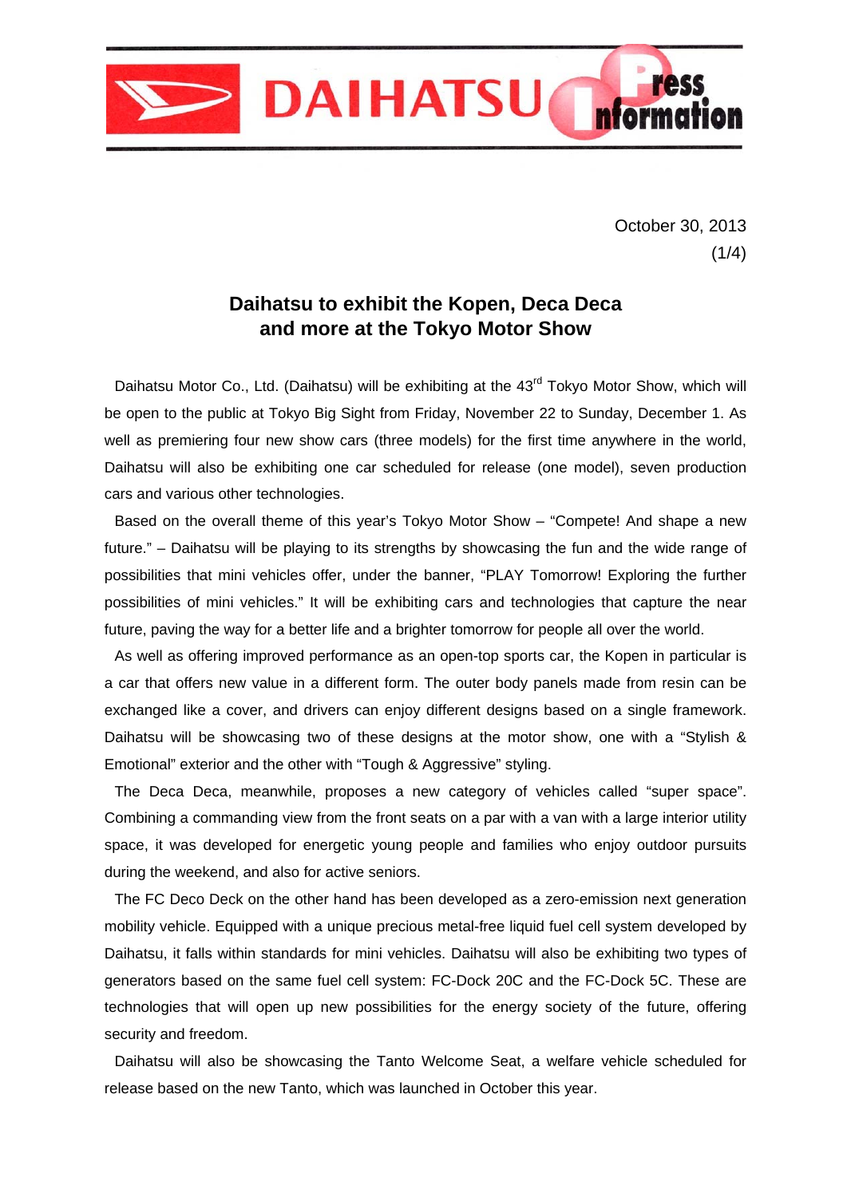DAIHATSU Press Information

October 30, 2013

# Daihatsu to exhibit the Kopen, Deca Deca and more at the Tokyo Motor Show

Daihatsu Motor Co., Ltd. (Daihatsu) will be exhibiting at the 43rd Tokyo Motor Show, which will be open to the public at Tokyo Big Sight from Friday, November 22 to Sunday, December 1. As well as premiering four new show cars (three models) for the first time anywhere in the world, Daihatsu will also be exhibiting one car scheduled for release (one model), seven production cars and various other technologies.

Based on the overall theme of this year's Tokyo Motor Show – "Compete! And shape a new future." – Daihatsu will be playing to its strengths by showcasing the fun and the wide range of possibilities that mini vehicles offer, under the banner, "PLAY Tomorrow! Exploring the further possibilities of mini vehicles." It will be exhibiting cars and technologies that capture the near future, paving the way for a better life and a brighter tomorrow for people all over the world.

As well as offering improved performance as an open-top sports car, the Kopen in particular is a car that offers new value in a different form. The outer body panels made from resin can be exchanged like a cover, and drivers can enjoy different designs based on a single framework. Daihatsu will be showcasing two of these designs at the motor show, one with a "Stylish & Emotional" exterior and the other with "Tough & Aggressive" styling.

The Deca Deca, meanwhile, proposes a new category of vehicles called "super space". Combining a commanding view from the front seats on a par with a van with a large interior utility space, it was developed for energetic young people and families who enjoy outdoor pursuits during the weekend, and also for active seniors.

The FC Deco Deck on the other hand has been developed as a zero-emission next generation mobility vehicle. Equipped with a unique precious metal-free liquid fuel cell system developed by Daihatsu, it falls within standards for mini vehicles. Daihatsu will also be exhibiting two types of generators based on the same fuel cell system: FC-Dock 20C and the FC-Dock 5C. These are technologies that will open up new possibilities for the energy society of the future, offering security and freedom.

Daihatsu will also be showcasing the Tanto Welcome Seat, a welfare vehicle scheduled for release based on the new Tanto, which was launched in October this year.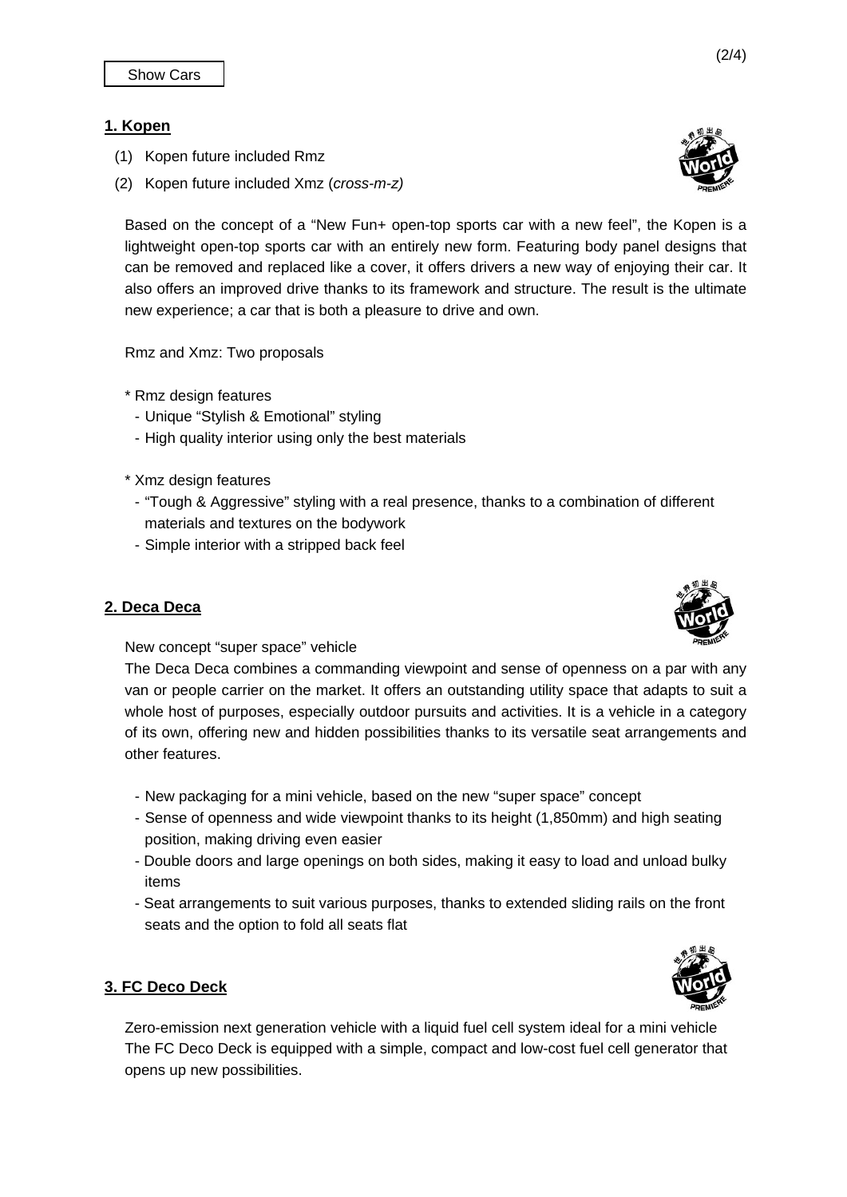Show Cars

## 1. Kopen

(1) Kopen future included Rmz

(2) Kopen future included Xmz (*cross-m-z)*

Based on the concept of a “New Fun+ open-top sports car with a new feel”, the Kopen is a lightweight open-top sports car with an entirely new form. Featuring body panel designs that can be removed and replaced like a cover, it offers drivers a new way of enjoying their car. It also offers an improved drive thanks to its framework and structure. The result is the ultimate new experience; a car that is both a pleasure to drive and own.

Rmz and Xmz: Two proposals

* Rmz design features
  - Unique “Stylish & Emotional” styling
  - High quality interior using only the best materials

* Xmz design features
  - “Tough & Aggressive” styling with a real presence, thanks to a combination of different materials and textures on the bodywork
  - Simple interior with a stripped back feel

## 2. Deca Deca

New concept “super space” vehicle

The Deca Deca combines a commanding viewpoint and sense of openness on a par with any van or people carrier on the market. It offers an outstanding utility space that adapts to suit a whole host of purposes, especially outdoor pursuits and activities. It is a vehicle in a category of its own, offering new and hidden possibilities thanks to its versatile seat arrangements and other features.

- New packaging for a mini vehicle, based on the new “super space” concept
- Sense of openness and wide viewpoint thanks to its height (1,850mm) and high seating position, making driving even easier
- Double doors and large openings on both sides, making it easy to load and unload bulky items
- Seat arrangements to suit various purposes, thanks to extended sliding rails on the front seats and the option to fold all seats flat

## 3. FC Deco Deck

Zero-emission next generation vehicle with a liquid fuel cell system ideal for a mini vehicle

The FC Deco Deck is equipped with a simple, compact and low-cost fuel cell generator that opens up new possibilities.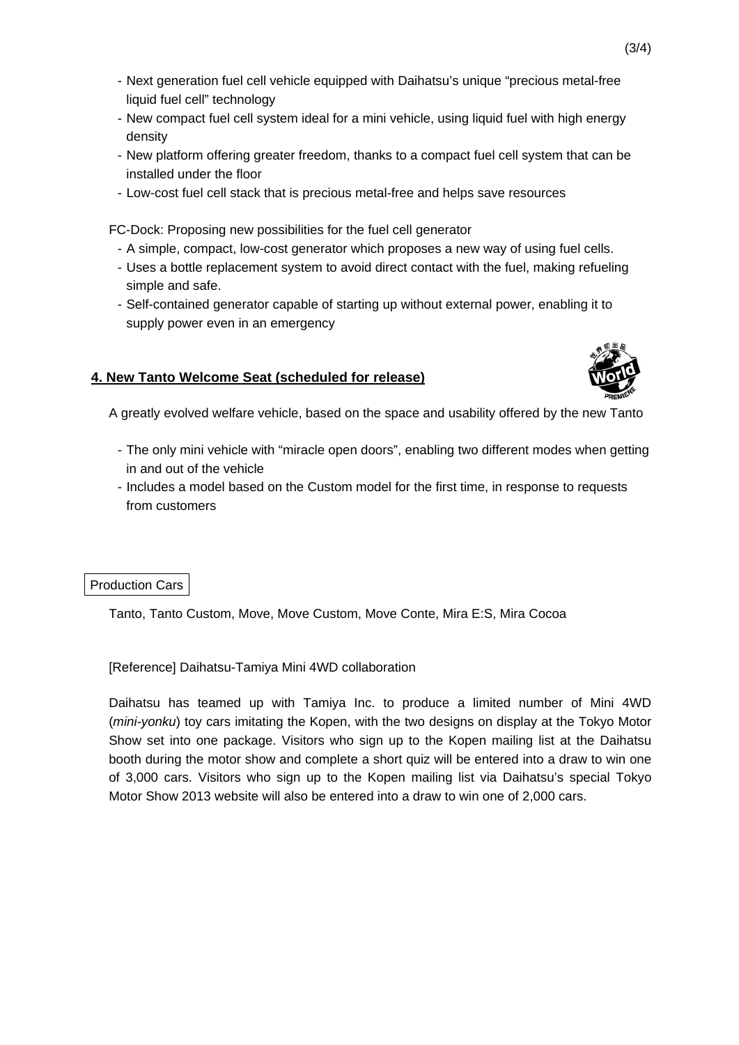- Next generation fuel cell vehicle equipped with Daihatsu's unique "precious metal-free liquid fuel cell" technology
- New compact fuel cell system ideal for a mini vehicle, using liquid fuel with high energy density
- New platform offering greater freedom, thanks to a compact fuel cell system that can be installed under the floor
- Low-cost fuel cell stack that is precious metal-free and helps save resources

FC-Dock: Proposing new possibilities for the fuel cell generator

- A simple, compact, low-cost generator which proposes a new way of using fuel cells.
- Uses a bottle replacement system to avoid direct contact with the fuel, making refueling simple and safe.
- Self-contained generator capable of starting up without external power, enabling it to supply power even in an emergency

## 4. New Tanto Welcome Seat (scheduled for release)

A greatly evolved welfare vehicle, based on the space and usability offered by the new Tanto

- The only mini vehicle with "miracle open doors", enabling two different modes when getting in and out of the vehicle
- Includes a model based on the Custom model for the first time, in response to requests from customers

## Production Cars

Tanto, Tanto Custom, Move, Move Custom, Move Conte, Mira E:S, Mira Cocoa

[Reference] Daihatsu-Tamiya Mini 4WD collaboration

Daihatsu has teamed up with Tamiya Inc. to produce a limited number of Mini 4WD (*mini-yonku*) toy cars imitating the Kopen, with the two designs on display at the Tokyo Motor Show set into one package. Visitors who sign up to the Kopen mailing list at the Daihatsu booth during the motor show and complete a short quiz will be entered into a draw to win one of 3,000 cars. Visitors who sign up to the Kopen mailing list via Daihatsu's special Tokyo Motor Show 2013 website will also be entered into a draw to win one of 2,000 cars.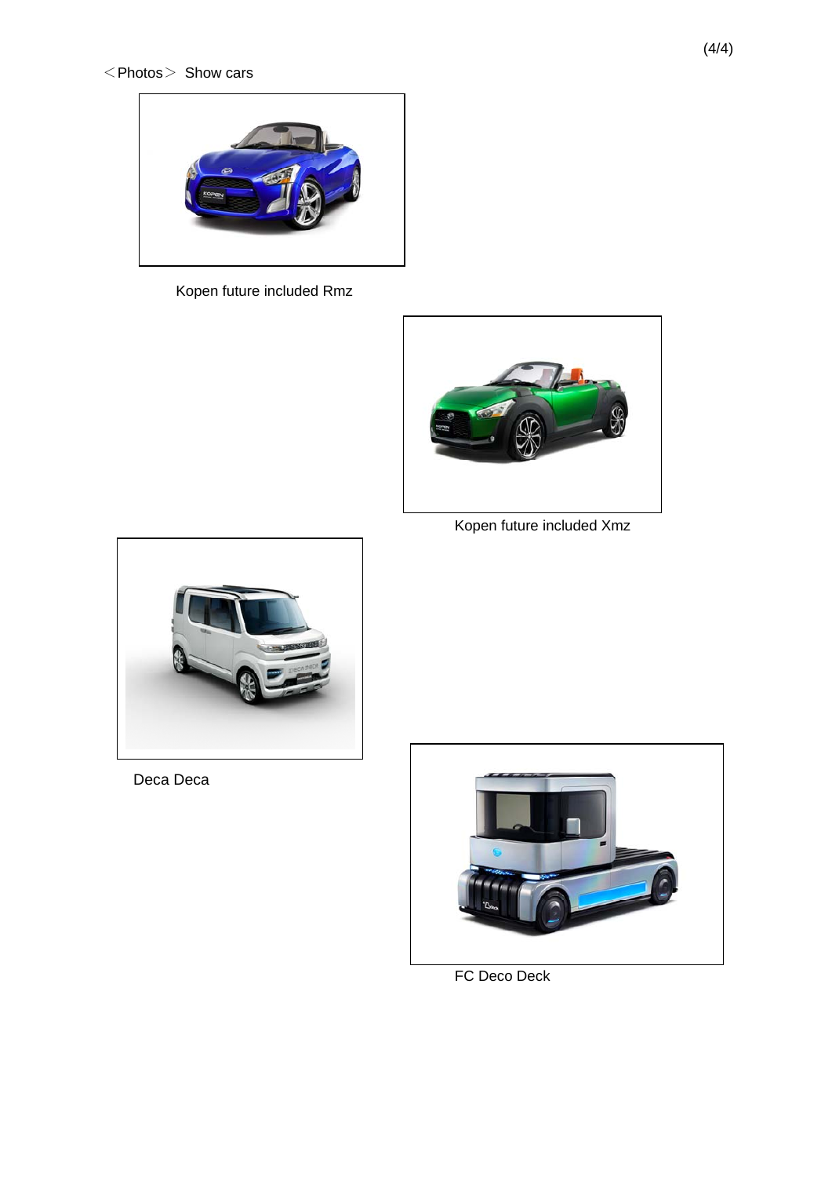＜Photos＞ Show cars

Kopen future included Rmz

Kopen future included Xmz

Deca Deca

FC Deco Deck